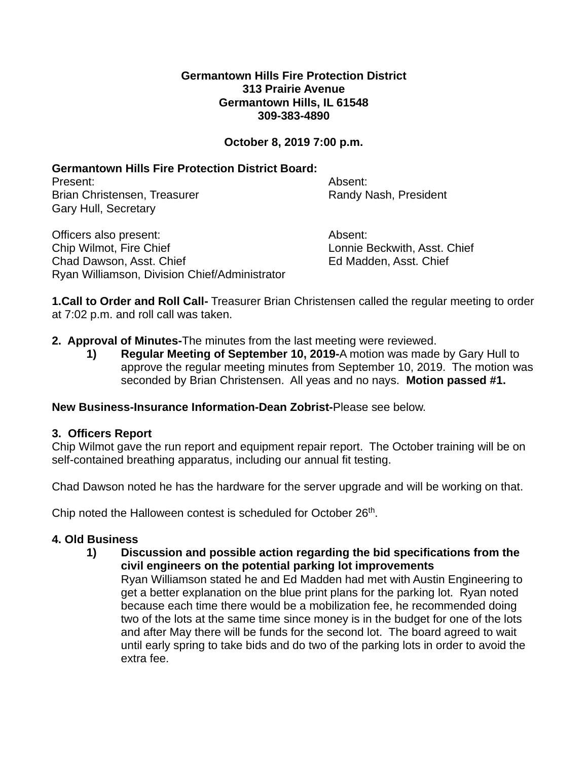**Germantown Hills Fire Protection District**
**313 Prairie Avenue**
**Germantown Hills, IL 61548**
**309-383-4890**

**October 8, 2019 7:00 p.m.**

**Germantown Hills Fire Protection District Board:**

| Present: | Absent: |
|---|---|
| Brian Christensen, Treasurer | Randy Nash, President |
| Gary Hull, Secretary | |

| Officers also present: | Absent: |
|---|---|
| Chip Wilmot, Fire Chief | Lonnie Beckwith, Asst. Chief |
| Chad Dawson, Asst. Chief | Ed Madden, Asst. Chief |
| Ryan Williamson, Division Chief/Administrator | |

**1.Call to Order and Roll Call-** Treasurer Brian Christensen called the regular meeting to order at 7:02 p.m. and roll call was taken.

**2. Approval of Minutes-**The minutes from the last meeting were reviewed.

1) **Regular Meeting of September 10, 2019-**A motion was made by Gary Hull to approve the regular meeting minutes from September 10, 2019. The motion was seconded by Brian Christensen. All yeas and no nays. **Motion passed #1.**

**New Business-Insurance Information-Dean Zobrist-**Please see below.

**3. Officers Report**

Chip Wilmot gave the run report and equipment repair report. The October training will be on self-contained breathing apparatus, including our annual fit testing.

Chad Dawson noted he has the hardware for the server upgrade and will be working on that.

Chip noted the Halloween contest is scheduled for October 26th.

**4. Old Business**

1) **Discussion and possible action regarding the bid specifications from the civil engineers on the potential parking lot improvements**
   Ryan Williamson stated he and Ed Madden had met with Austin Engineering to get a better explanation on the blue print plans for the parking lot. Ryan noted because each time there would be a mobilization fee, he recommended doing two of the lots at the same time since money is in the budget for one of the lots and after May there will be funds for the second lot. The board agreed to wait until early spring to take bids and do two of the parking lots in order to avoid the extra fee.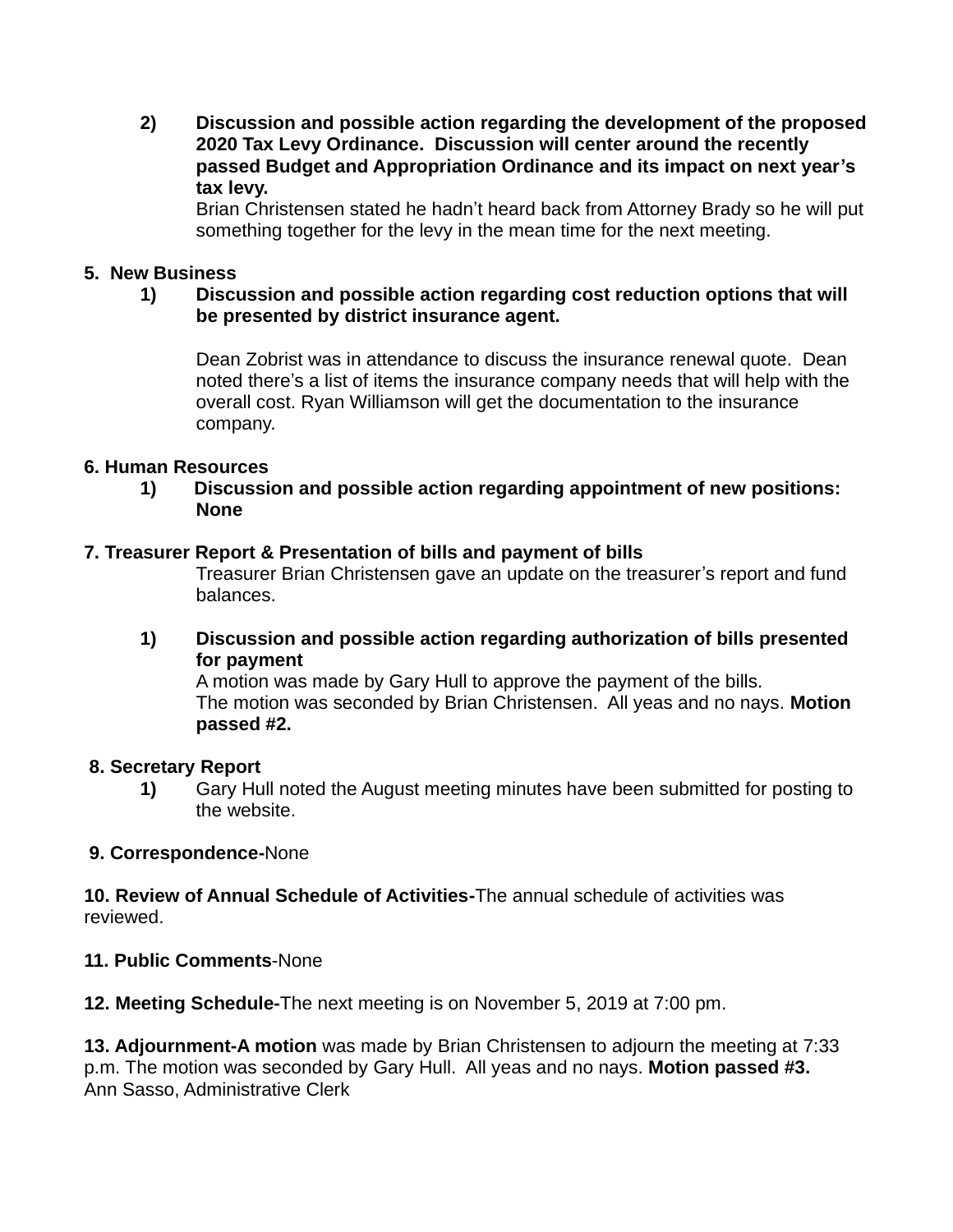2) **Discussion and possible action regarding the development of the proposed 2020 Tax Levy Ordinance. Discussion will center around the recently passed Budget and Appropriation Ordinance and its impact on next year's tax levy.**
   Brian Christensen stated he hadn't heard back from Attorney Brady so he will put something together for the levy in the mean time for the next meeting.

**5. New Business**

1) **Discussion and possible action regarding cost reduction options that will be presented by district insurance agent.**

   Dean Zobrist was in attendance to discuss the insurance renewal quote. Dean noted there's a list of items the insurance company needs that will help with the overall cost. Ryan Williamson will get the documentation to the insurance company.

**6. Human Resources**

1) **Discussion and possible action regarding appointment of new positions: None**

**7. Treasurer Report & Presentation of bills and payment of bills**

Treasurer Brian Christensen gave an update on the treasurer's report and fund balances.

1) **Discussion and possible action regarding authorization of bills presented for payment**
   A motion was made by Gary Hull to approve the payment of the bills.
   The motion was seconded by Brian Christensen. All yeas and no nays. **Motion passed #2.**

**8. Secretary Report**

1) Gary Hull noted the August meeting minutes have been submitted for posting to the website.

**9. Correspondence-**None

**10. Review of Annual Schedule of Activities-**The annual schedule of activities was reviewed.

**11. Public Comments**-None

**12. Meeting Schedule-**The next meeting is on November 5, 2019 at 7:00 pm.

**13. Adjournment-A motion** was made by Brian Christensen to adjourn the meeting at 7:33 p.m. The motion was seconded by Gary Hull. All yeas and no nays. **Motion passed #3.**
Ann Sasso, Administrative Clerk